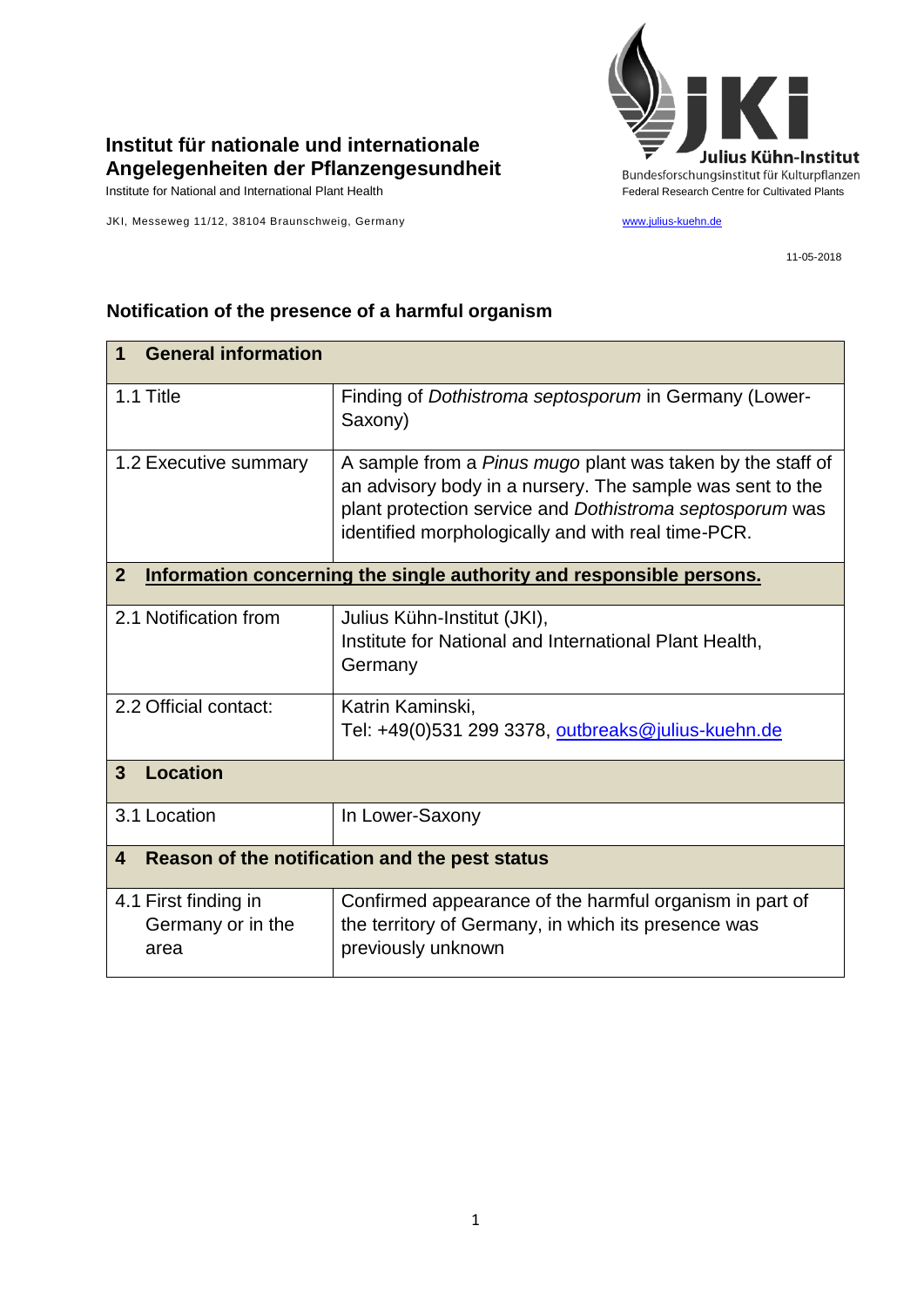**Institut für nationale und internationale Angelegenheiten der Pflanzengesundheit**

Institute for National and International Plant Health

JKI, Messeweg 11/12, 38104 Braunschweig, Germany

Julius Kühn-Institut
Bundesforschungsinstitut für Kulturpflanzen
Federal Research Centre for Cultivated Plants

www.julius-kuehn.de

11-05-2018

## Notification of the presence of a harmful organism

| **1 General information** | |
|---|---|
| 1.1 Title | Finding of *Dothistroma septosporum* in Germany (Lower-Saxony) |
| 1.2 Executive summary | A sample from a *Pinus mugo* plant was taken by the staff of an advisory body in a nursery. The sample was sent to the plant protection service and *Dothistroma septosporum* was identified morphologically and with real time-PCR. |
| **2 Information concerning the single authority and responsible persons.** | |
| 2.1 Notification from | Julius Kühn-Institut (JKI), Institute for National and International Plant Health, Germany |
| 2.2 Official contact: | Katrin Kaminski, Tel: +49(0)531 299 3378, outbreaks@julius-kuehn.de |
| **3 Location** | |
| 3.1 Location | In Lower-Saxony |
| **4 Reason of the notification and the pest status** | |
| 4.1 First finding in Germany or in the area | Confirmed appearance of the harmful organism in part of the territory of Germany, in which its presence was previously unknown |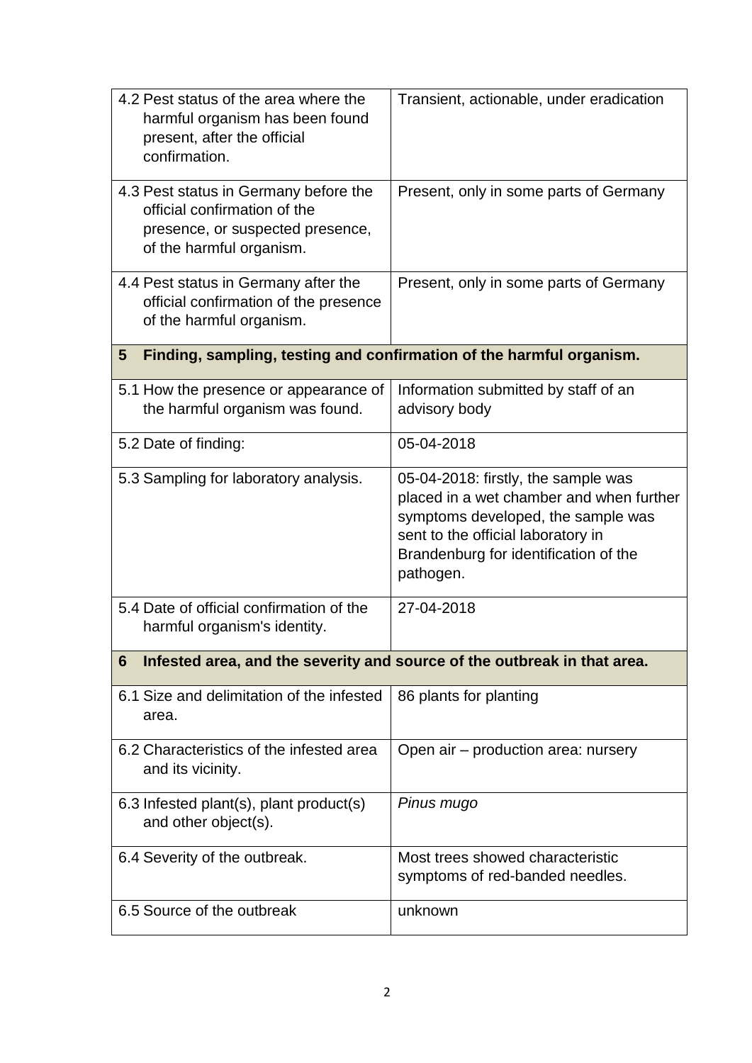| | |
|---|---|
| 4.2 Pest status of the area where the harmful organism has been found present, after the official confirmation. | Transient, actionable, under eradication |
| 4.3 Pest status in Germany before the official confirmation of the presence, or suspected presence, of the harmful organism. | Present, only in some parts of Germany |
| 4.4 Pest status in Germany after the official confirmation of the presence of the harmful organism. | Present, only in some parts of Germany |
| **5 Finding, sampling, testing and confirmation of the harmful organism.** | |
| 5.1 How the presence or appearance of the harmful organism was found. | Information submitted by staff of an advisory body |
| 5.2 Date of finding: | 05-04-2018 |
| 5.3 Sampling for laboratory analysis. | 05-04-2018: firstly, the sample was placed in a wet chamber and when further symptoms developed, the sample was sent to the official laboratory in Brandenburg for identification of the pathogen. |
| 5.4 Date of official confirmation of the harmful organism's identity. | 27-04-2018 |
| **6 Infested area, and the severity and source of the outbreak in that area.** | |
| 6.1 Size and delimitation of the infested area. | 86 plants for planting |
| 6.2 Characteristics of the infested area and its vicinity. | Open air – production area: nursery |
| 6.3 Infested plant(s), plant product(s) and other object(s). | *Pinus mugo* |
| 6.4 Severity of the outbreak. | Most trees showed characteristic symptoms of red-banded needles. |
| 6.5 Source of the outbreak | unknown |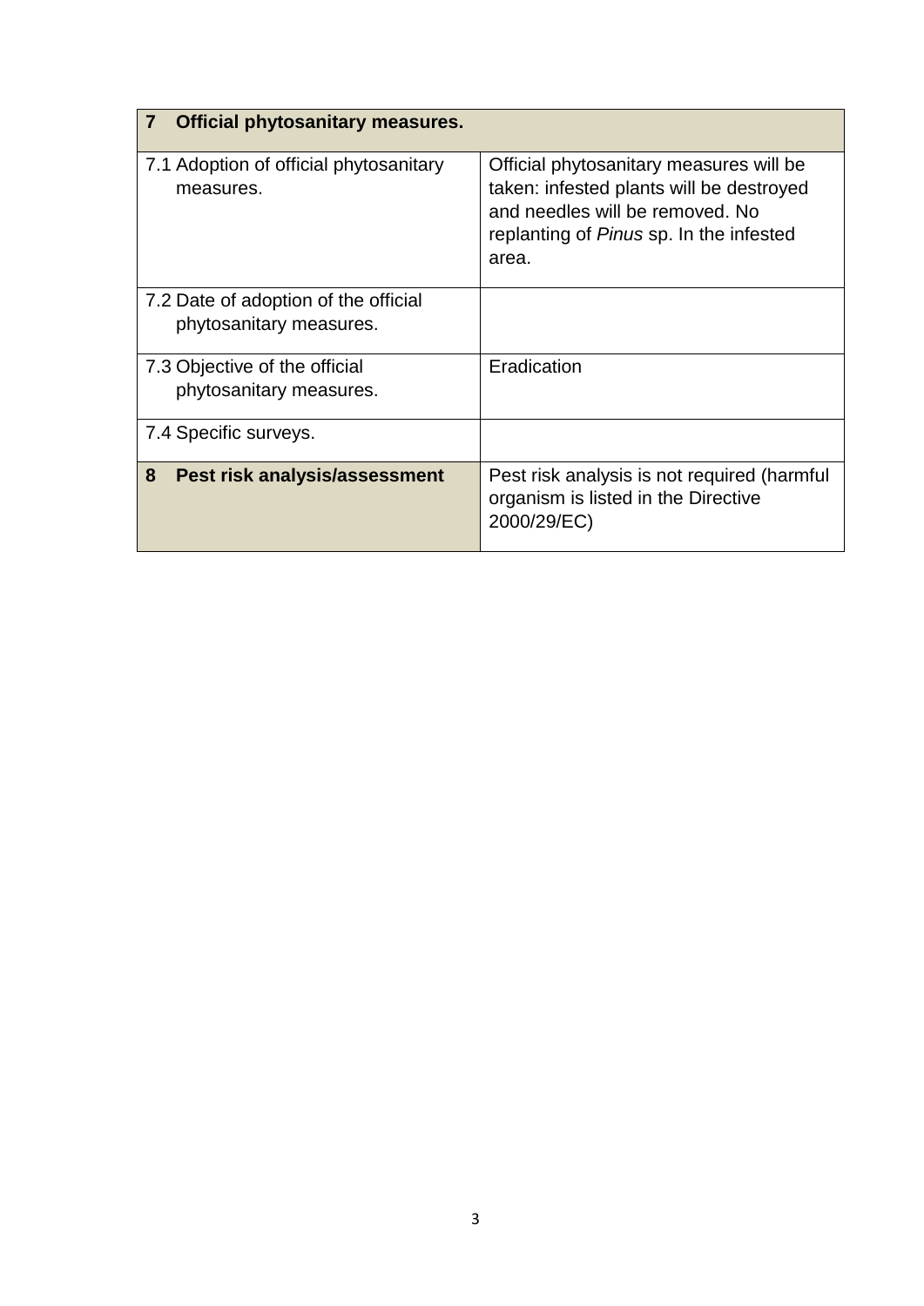| **7 Official phytosanitary measures.** | |
|---|---|
| 7.1 Adoption of official phytosanitary measures. | Official phytosanitary measures will be taken: infested plants will be destroyed and needles will be removed. No replanting of *Pinus* sp. In the infested area. |
| 7.2 Date of adoption of the official phytosanitary measures. | |
| 7.3 Objective of the official phytosanitary measures. | Eradication |
| 7.4 Specific surveys. | |
| **8 Pest risk analysis/assessment** | Pest risk analysis is not required (harmful organism is listed in the Directive 2000/29/EC) |